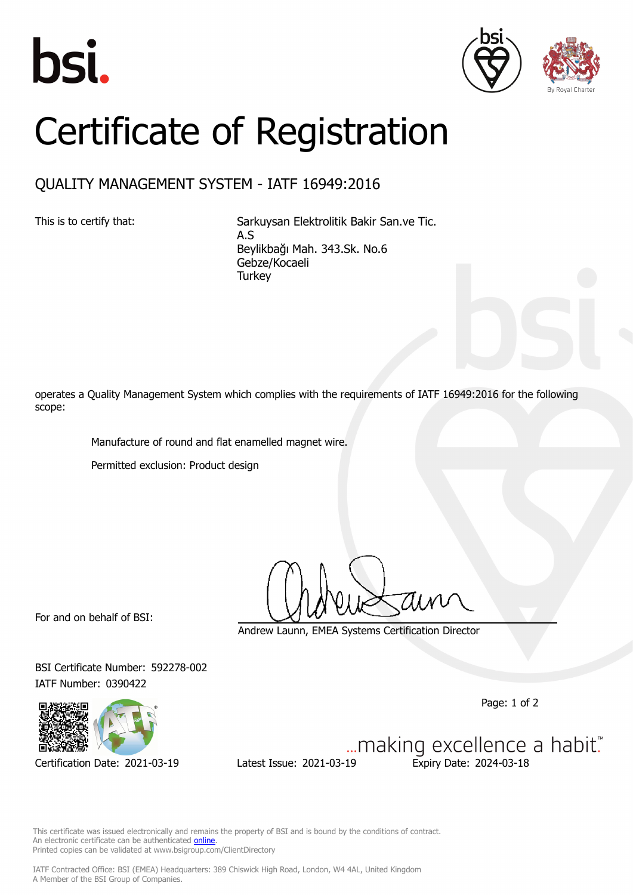bsi.

# Certificate of Registration

## QUALITY MANAGEMENT SYSTEM - IATF 16949:2016

This is to certify that:

Sarkuysan Elektrolitik Bakir San.ve Tic. A.S
Beylikbağı Mah. 343.Sk. No.6
Gebze/Kocaeli
Turkey

operates a Quality Management System which complies with the requirements of IATF 16949:2016 for the following scope:

Manufacture of round and flat enamelled magnet wire.

Permitted exclusion: Product design

For and on behalf of BSI:

Andrew Launn, EMEA Systems Certification Director

BSI Certificate Number: 592278-002
IATF Number: 0390422

Certification Date: 2021-03-19
Latest Issue: 2021-03-19
Expiry Date: 2024-03-18

...making excellence a habit.™

This certificate was issued electronically and remains the property of BSI and is bound by the conditions of contract.
An electronic certificate can be authenticated online.
Printed copies can be validated at www.bsigroup.com/ClientDirectory

IATF Contracted Office: BSI (EMEA) Headquarters: 389 Chiswick High Road, London, W4 4AL, United Kingdom
A Member of the BSI Group of Companies.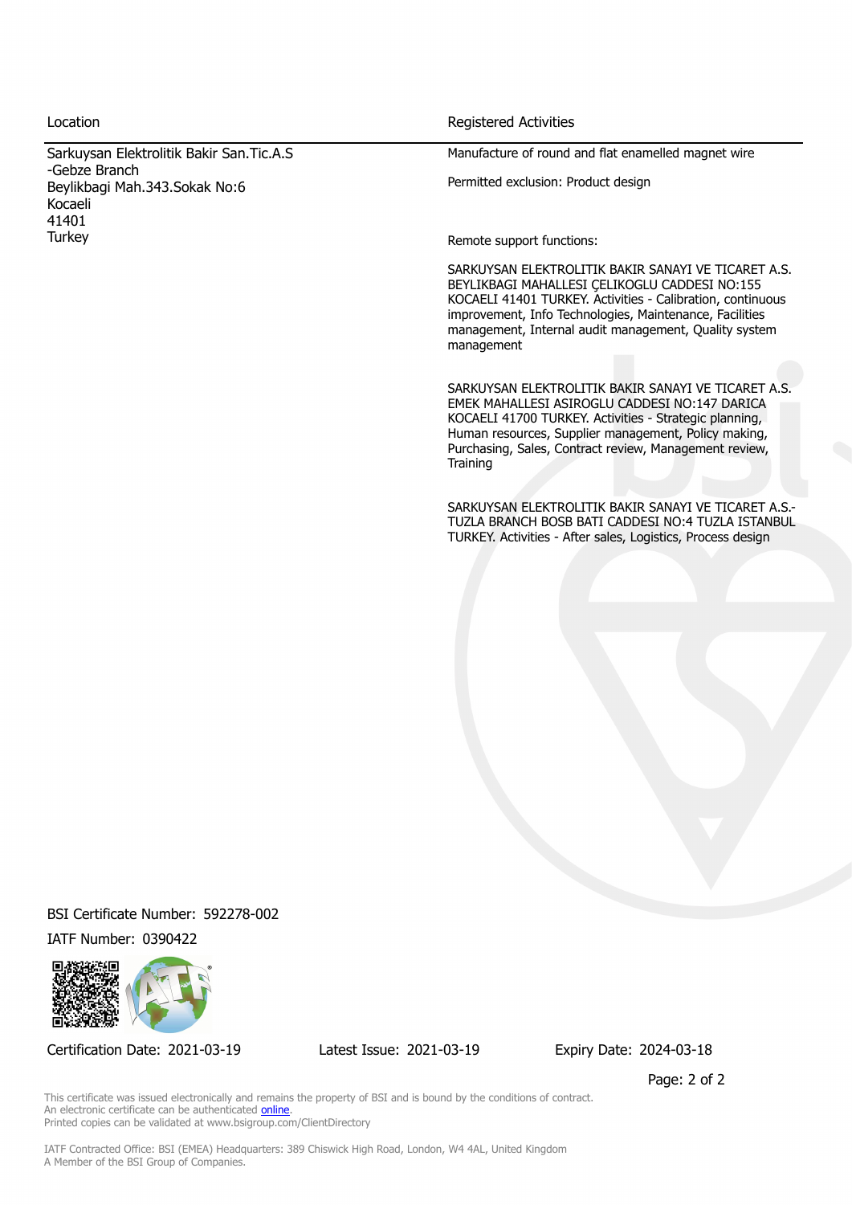| Location | Registered Activities |
|---|---|
| Sarkuysan Elektrolitik Bakir San.Tic.A.S -Gebze Branch<br>Beylikbagi Mah.343.Sokak No:6<br>Kocaeli<br>41401<br>Turkey | Manufacture of round and flat enamelled magnet wire<br><br>Permitted exclusion: Product design<br><br>Remote support functions:<br><br>SARKUYSAN ELEKTROLITIK BAKIR SANAYI VE TICARET A.S. BEYLIKBAGI MAHALLESI ÇELIKOGLU CADDESI NO:155 KOCAELI 41401 TURKEY. Activities - Calibration, continuous improvement, Info Technologies, Maintenance, Facilities management, Internal audit management, Quality system management<br><br>SARKUYSAN ELEKTROLITIK BAKIR SANAYI VE TICARET A.S. EMEK MAHALLESI ASIROGLU CADDESI NO:147 DARICA KOCAELI 41700 TURKEY. Activities - Strategic planning, Human resources, Supplier management, Policy making, Purchasing, Sales, Contract review, Management review, Training<br><br>SARKUYSAN ELEKTROLITIK BAKIR SANAYI VE TICARET A.S.-TUZLA BRANCH BOSB BATI CADDESI NO:4 TUZLA ISTANBUL TURKEY. Activities - After sales, Logistics, Process design |

BSI Certificate Number: 592278-002

IATF Number: 0390422

Certification Date: 2021-03-19 Latest Issue: 2021-03-19 Expiry Date: 2024-03-18

This certificate was issued electronically and remains the property of BSI and is bound by the conditions of contract.
An electronic certificate can be authenticated online.
Printed copies can be validated at www.bsigroup.com/ClientDirectory

IATF Contracted Office: BSI (EMEA) Headquarters: 389 Chiswick High Road, London, W4 4AL, United Kingdom
A Member of the BSI Group of Companies.